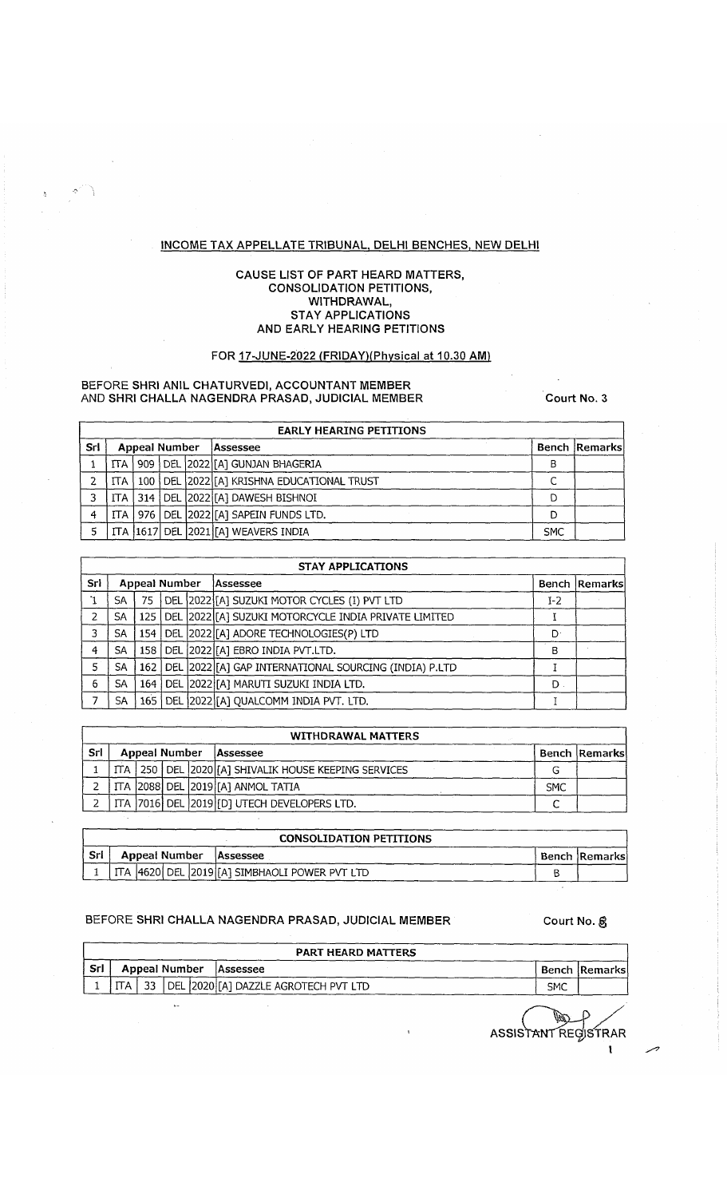# INCOME TAX APPELLATE TRIBUNAL, DELHI BENCHES, NEW DELHI

## CAUSE LIST OF PART HEARD MATTERS, CONSOLIDATION PETITIONS, WITHDRAWAL, STAY APPLICATIONS AND EARLY HEARING PETITIONS

### FOR 17-JUNE-2022 (FRIDAY)(Physical at 10.30 AM)

**BEFORE SHRI ANIL CHATURVEDI, ACCOUNTANT MEMBER AND SHRI CHALLA NAGENDRA PRASAD, JUDICIAL MEMBER** — **Court No. 3**

**EARLY HEARING PETITIONS**

| Srl | Appeal Number | | | | Assessee | Bench | Remarks |
|---|---|---|---|---|---|---|---|
| 1 | ITA | 909 | DEL | 2022 | [A] GUNJAN BHAGERIA | B | |
| 2 | ITA | 100 | DEL | 2022 | [A] KRISHNA EDUCATIONAL TRUST | C | |
| 3 | ITA | 314 | DEL | 2022 | [A] DAWESH BISHNOI | D | |
| 4 | ITA | 976 | DEL | 2022 | [A] SAPEIN FUNDS LTD. | D | |
| 5 | ITA | 1617 | DEL | 2021 | [A] WEAVERS INDIA | SMC | |

**STAY APPLICATIONS**

| Srl | Appeal Number | | | | Assessee | Bench | Remarks |
|---|---|---|---|---|---|---|---|
| 1 | SA | 75 | DEL | 2022 | [A] SUZUKI MOTOR CYCLES (I) PVT LTD | I-2 | |
| 2 | SA | 125 | DEL | 2022 | [A] SUZUKI MOTORCYCLE INDIA PRIVATE LIMITED | I | |
| 3 | SA | 154 | DEL | 2022 | [A] ADORE TECHNOLOGIES(P) LTD | D | |
| 4 | SA | 158 | DEL | 2022 | [A] EBRO INDIA PVT.LTD. | B | |
| 5 | SA | 162 | DEL | 2022 | [A] GAP INTERNATIONAL SOURCING (INDIA) P.LTD | I | |
| 6 | SA | 164 | DEL | 2022 | [A] MARUTI SUZUKI INDIA LTD. | D | |
| 7 | SA | 165 | DEL | 2022 | [A] QUALCOMM INDIA PVT. LTD. | I | |

**WITHDRAWAL MATTERS**

| Srl | Appeal Number | | | | Assessee | Bench | Remarks |
|---|---|---|---|---|---|---|---|
| 1 | ITA | 250 | DEL | 2020 | [A] SHIVALIK HOUSE KEEPING SERVICES | G | |
| 2 | ITA | 2088 | DEL | 2019 | [A] ANMOL TATIA | SMC | |
| 2 | ITA | 7016 | DEL | 2019 | [D] UTECH DEVELOPERS LTD. | C | |

**CONSOLIDATION PETITIONS**

| Srl | Appeal Number | | | | Assessee | Bench | Remarks |
|---|---|---|---|---|---|---|---|
| 1 | ITA | 4620 | DEL | 2019 | [A] SIMBHAOLI POWER PVT LTD | B | |

**BEFORE SHRI CHALLA NAGENDRA PRASAD, JUDICIAL MEMBER** — **Court No. 8**

**PART HEARD MATTERS**

| Srl | Appeal Number | | | | Assessee | Bench | Remarks |
|---|---|---|---|---|---|---|---|
| 1 | ITA | 33 | DEL | 2020 | [A] DAZZLE AGROTECH PVT LTD | SMC | |

ASSISTANT REGISTRAR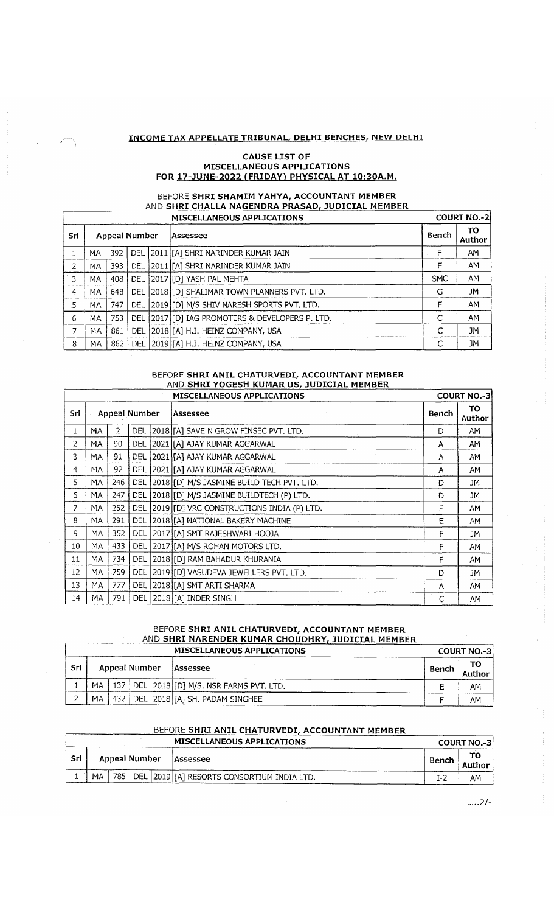# INCOME TAX APPELLATE TRIBUNAL, DELHI BENCHES, NEW DELHI

## CAUSE LIST OF MISCELLANEOUS APPLICATIONS FOR 17-JUNE-2022 (FRIDAY) PHYSICAL AT 10:30A.M.

### BEFORE SHRI SHAMIM YAHYA, ACCOUNTANT MEMBER AND SHRI CHALLA NAGENDRA PRASAD, JUDICIAL MEMBER

**MISCELLANEOUS APPLICATIONS** — **COURT NO.-2**

| Srl | Appeal Number | | | | Assessee | Bench | TO Author |
|---|---|---|---|---|---|---|---|
| 1 | MA | 392 | DEL | 2011 | [A] SHRI NARINDER KUMAR JAIN | F | AM |
| 2 | MA | 393 | DEL | 2011 | [A] SHRI NARINDER KUMAR JAIN | F | AM |
| 3 | MA | 408 | DEL | 2017 | [D] YASH PAL MEHTA | SMC | AM |
| 4 | MA | 648 | DEL | 2018 | [D] SHALIMAR TOWN PLANNERS PVT. LTD. | G | JM |
| 5 | MA | 747 | DEL | 2019 | [D] M/S SHIV NARESH SPORTS PVT. LTD. | F | AM |
| 6 | MA | 753 | DEL | 2017 | [D] IAG PROMOTERS & DEVELOPERS P. LTD. | C | AM |
| 7 | MA | 861 | DEL | 2018 | [A] H.J. HEINZ COMPANY, USA | C | JM |
| 8 | MA | 862 | DEL | 2019 | [A] H.J. HEINZ COMPANY, USA | C | JM |

### BEFORE SHRI ANIL CHATURVEDI, ACCOUNTANT MEMBER AND SHRI YOGESH KUMAR US, JUDICIAL MEMBER

**MISCELLANEOUS APPLICATIONS** — **COURT NO.-3**

| Srl | Appeal Number | | | | Assessee | Bench | TO Author |
|---|---|---|---|---|---|---|---|
| 1 | MA | 2 | DEL | 2018 | [A] SAVE N GROW FINSEC PVT. LTD. | D | AM |
| 2 | MA | 90 | DEL | 2021 | [A] AJAY KUMAR AGGARWAL | A | AM |
| 3 | MA | 91 | DEL | 2021 | [A] AJAY KUMAR AGGARWAL | A | AM |
| 4 | MA | 92 | DEL | 2021 | [A] AJAY KUMAR AGGARWAL | A | AM |
| 5 | MA | 246 | DEL | 2018 | [D] M/S JASMINE BUILD TECH PVT. LTD. | D | JM |
| 6 | MA | 247 | DEL | 2018 | [D] M/S JASMINE BUILDTECH (P) LTD. | D | JM |
| 7 | MA | 252 | DEL | 2019 | [D] VRC CONSTRUCTIONS INDIA (P) LTD. | F | AM |
| 8 | MA | 291 | DEL | 2018 | [A] NATIONAL BAKERY MACHINE | E | AM |
| 9 | MA | 352 | DEL | 2017 | [A] SMT RAJESHWARI HOOJA | F | JM |
| 10 | MA | 433 | DEL | 2017 | [A] M/S ROHAN MOTORS LTD. | F | AM |
| 11 | MA | 734 | DEL | 2018 | [D] RAM BAHADUR KHURANIA | F | AM |
| 12 | MA | 759 | DEL | 2019 | [D] VASUDEVA JEWELLERS PVT. LTD. | D | JM |
| 13 | MA | 777 | DEL | 2018 | [A] SMT ARTI SHARMA | A | AM |
| 14 | MA | 791 | DEL | 2018 | [A] INDER SINGH | C | AM |

### BEFORE SHRI ANIL CHATURVEDI, ACCOUNTANT MEMBER AND SHRI NARENDER KUMAR CHOUDHRY, JUDICIAL MEMBER

**MISCELLANEOUS APPLICATIONS** — **COURT NO.-3**

| Srl | Appeal Number | | | | Assessee | Bench | TO Author |
|---|---|---|---|---|---|---|---|
| 1 | MA | 137 | DEL | 2018 | [D] M/S. NSR FARMS PVT. LTD. | E | AM |
| 2 | MA | 432 | DEL | 2018 | [A] SH. PADAM SINGHEE | F | AM |

### BEFORE SHRI ANIL CHATURVEDI, ACCOUNTANT MEMBER

**MISCELLANEOUS APPLICATIONS** — **COURT NO.-3**

| Srl | Appeal Number | | | | Assessee | Bench | TO Author |
|---|---|---|---|---|---|---|---|
| 1 | MA | 785 | DEL | 2019 | [A] RESORTS CONSORTIUM INDIA LTD. | I-2 | AM |

.....2/-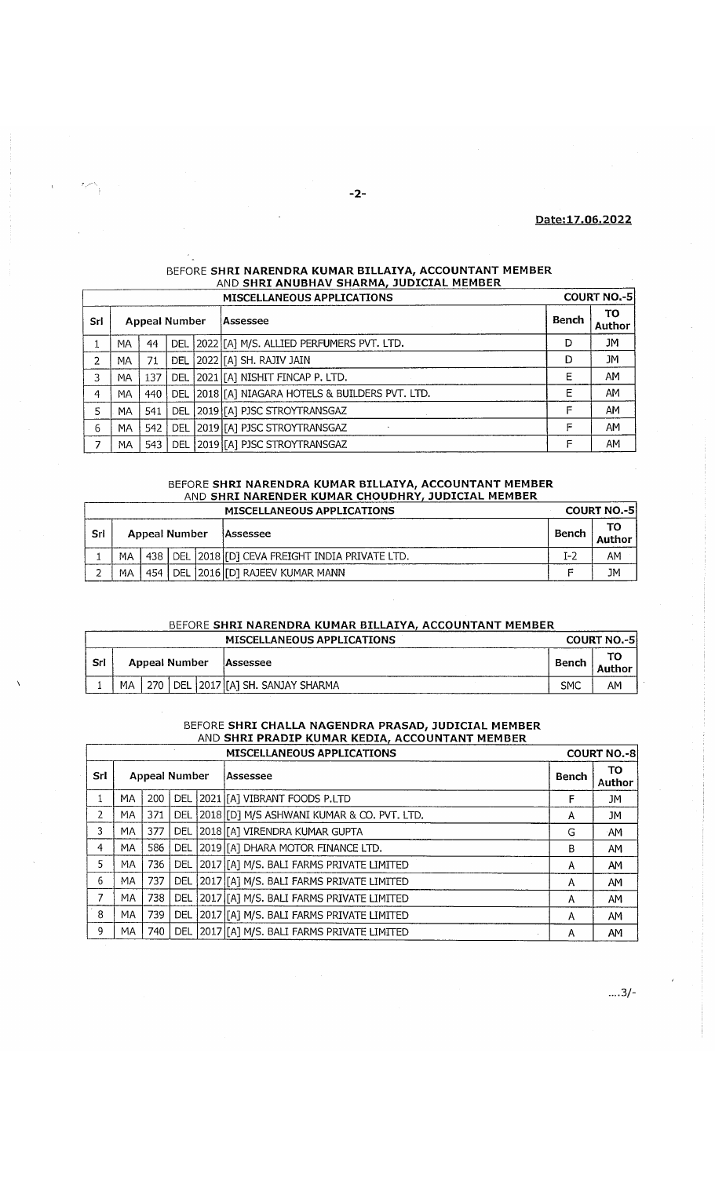Date:17.06.2022

BEFORE **SHRI NARENDRA KUMAR BILLAIYA, ACCOUNTANT MEMBER**
AND **SHRI ANUBHAV SHARMA, JUDICIAL MEMBER**

| MISCELLANEOUS APPLICATIONS | | | | | | | COURT NO.-5 |
|---|---|---|---|---|---|---|---|
| Srl | Appeal Number | | | | Assessee | Bench | TO Author |
| 1 | MA | 44 | DEL | 2022 | [A] M/S. ALLIED PERFUMERS PVT. LTD. | D | JM |
| 2 | MA | 71 | DEL | 2022 | [A] SH. RAJIV JAIN | D | JM |
| 3 | MA | 137 | DEL | 2021 | [A] NISHIT FINCAP P. LTD. | E | AM |
| 4 | MA | 440 | DEL | 2018 | [A] NIAGARA HOTELS & BUILDERS PVT. LTD. | E | AM |
| 5 | MA | 541 | DEL | 2019 | [A] PJSC STROYTRANSGAZ | F | AM |
| 6 | MA | 542 | DEL | 2019 | [A] PJSC STROYTRANSGAZ | F | AM |
| 7 | MA | 543 | DEL | 2019 | [A] PJSC STROYTRANSGAZ | F | AM |

BEFORE **SHRI NARENDRA KUMAR BILLAIYA, ACCOUNTANT MEMBER**
AND **SHRI NARENDER KUMAR CHOUDHRY, JUDICIAL MEMBER**

| MISCELLANEOUS APPLICATIONS | | | | | | | COURT NO.-5 |
|---|---|---|---|---|---|---|---|
| Srl | Appeal Number | | | | Assessee | Bench | TO Author |
| 1 | MA | 438 | DEL | 2018 | [D] CEVA FREIGHT INDIA PRIVATE LTD. | I-2 | AM |
| 2 | MA | 454 | DEL | 2016 | [D] RAJEEV KUMAR MANN | F | JM |

BEFORE **SHRI NARENDRA KUMAR BILLAIYA, ACCOUNTANT MEMBER**

| MISCELLANEOUS APPLICATIONS | | | | | | | COURT NO.-5 |
|---|---|---|---|---|---|---|---|
| Srl | Appeal Number | | | | Assessee | Bench | TO Author |
| 1 | MA | 270 | DEL | 2017 | [A] SH. SANJAY SHARMA | SMC | AM |

BEFORE **SHRI CHALLA NAGENDRA PRASAD, JUDICIAL MEMBER**
AND **SHRI PRADIP KUMAR KEDIA, ACCOUNTANT MEMBER**

| MISCELLANEOUS APPLICATIONS | | | | | | | COURT NO.-8 |
|---|---|---|---|---|---|---|---|
| Srl | Appeal Number | | | | Assessee | Bench | TO Author |
| 1 | MA | 200 | DEL | 2021 | [A] VIBRANT FOODS P.LTD | F | JM |
| 2 | MA | 371 | DEL | 2018 | [D] M/S ASHWANI KUMAR & CO. PVT. LTD. | A | JM |
| 3 | MA | 377 | DEL | 2018 | [A] VIRENDRA KUMAR GUPTA | G | AM |
| 4 | MA | 586 | DEL | 2019 | [A] DHARA MOTOR FINANCE LTD. | B | AM |
| 5 | MA | 736 | DEL | 2017 | [A] M/S. BALI FARMS PRIVATE LIMITED | A | AM |
| 6 | MA | 737 | DEL | 2017 | [A] M/S. BALI FARMS PRIVATE LIMITED | A | AM |
| 7 | MA | 738 | DEL | 2017 | [A] M/S. BALI FARMS PRIVATE LIMITED | A | AM |
| 8 | MA | 739 | DEL | 2017 | [A] M/S. BALI FARMS PRIVATE LIMITED | A | AM |
| 9 | MA | 740 | DEL | 2017 | [A] M/S. BALI FARMS PRIVATE LIMITED | A | AM |

....3/-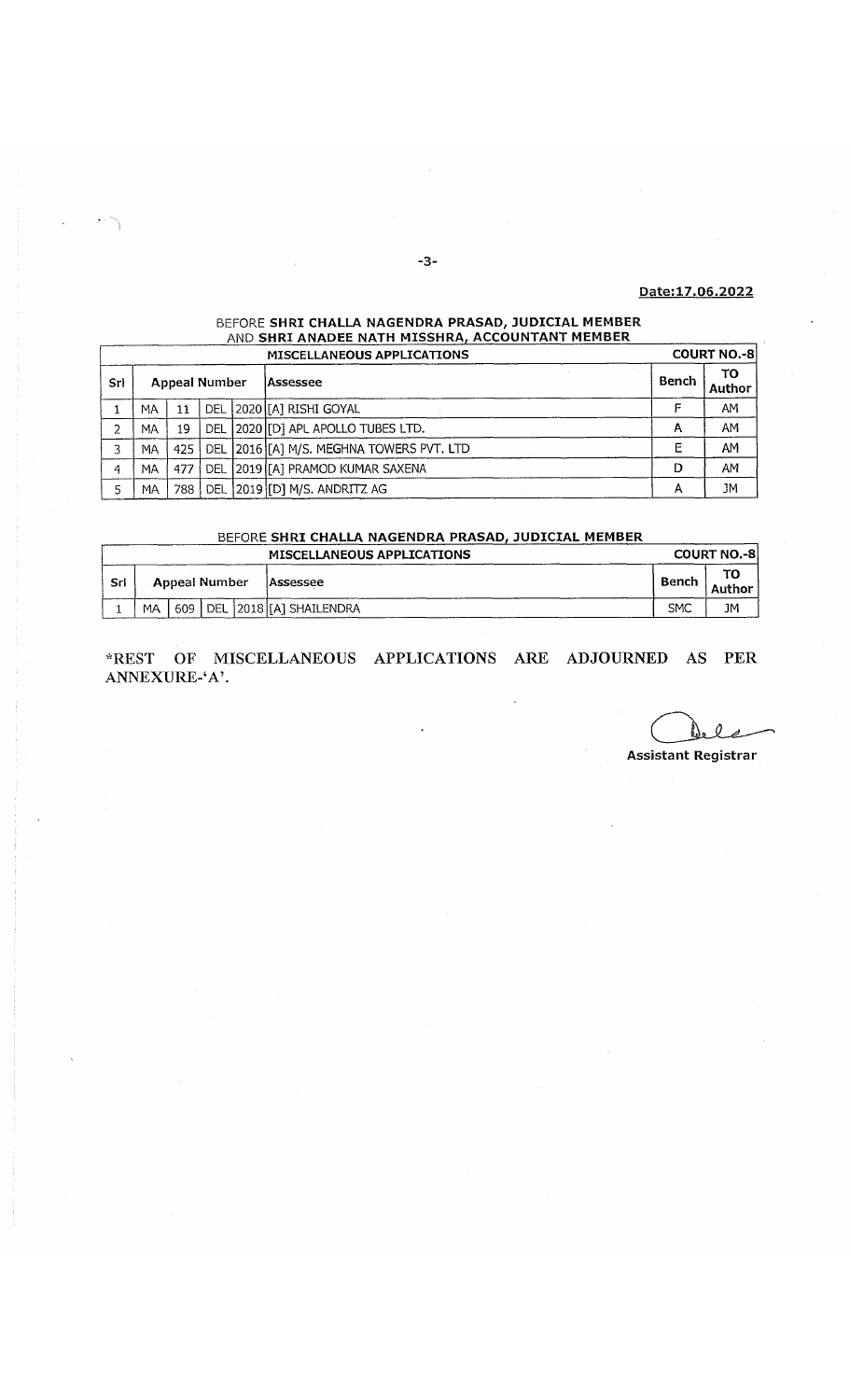**Date:17.06.2022**

BEFORE **SHRI CHALLA NAGENDRA PRASAD, JUDICIAL MEMBER**
AND **SHRI ANADEE NATH MISSHRA, ACCOUNTANT MEMBER**

| MISCELLANEOUS APPLICATIONS | | | | | | | COURT NO.-8 |
|---|---|---|---|---|---|---|---|
| Srl | Appeal Number | | | | Assessee | Bench | TO Author |
| 1 | MA | 11 | DEL | 2020 | [A] RISHI GOYAL | F | AM |
| 2 | MA | 19 | DEL | 2020 | [D] APL APOLLO TUBES LTD. | A | AM |
| 3 | MA | 425 | DEL | 2016 | [A] M/S. MEGHNA TOWERS PVT. LTD | E | AM |
| 4 | MA | 477 | DEL | 2019 | [A] PRAMOD KUMAR SAXENA | D | AM |
| 5 | MA | 788 | DEL | 2019 | [D] M/S. ANDRITZ AG | A | JM |

BEFORE **SHRI CHALLA NAGENDRA PRASAD, JUDICIAL MEMBER**

| MISCELLANEOUS APPLICATIONS | | | | | | | COURT NO.-8 |
|---|---|---|---|---|---|---|---|
| Srl | Appeal Number | | | | Assessee | Bench | TO Author |
| 1 | MA | 609 | DEL | 2018 | [A] SHAILENDRA | SMC | JM |

**\*REST OF MISCELLANEOUS APPLICATIONS ARE ADJOURNED AS PER ANNEXURE-'A'.**

**Assistant Registrar**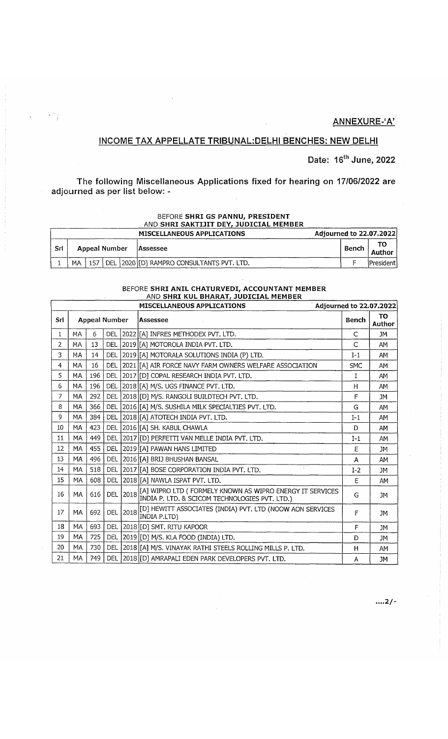**ANNEXURE-'A'**

## INCOME TAX APPELLATE TRIBUNAL:DELHI BENCHES: NEW DELHI

**Date: 16th June, 2022**

**The following Miscellaneous Applications fixed for hearing on 17/06/2022 are adjourned as per list below: -**

BEFORE **SHRI GS PANNU, PRESIDENT**
AND **SHRI SAKTIJIT DEY, JUDICIAL MEMBER**

| MISCELLANEOUS APPLICATIONS | | | | | | Adjourned to 22.07.2022 | |
|---|---|---|---|---|---|---|---|
| Srl | Appeal Number | | | | Assessee | Bench | TO Author |
| 1 | MA | 157 | DEL | 2020 | [D] RAMPRO CONSULTANTS PVT. LTD. | F | President |

BEFORE **SHRI ANIL CHATURVEDI, ACCOUNTANT MEMBER**
AND **SHRI KUL BHARAT, JUDICIAL MEMBER**

| MISCELLANEOUS APPLICATIONS | | | | | | Adjourned to 22.07.2022 | |
|---|---|---|---|---|---|---|---|
| Srl | Appeal Number | | | | Assessee | Bench | TO Author |
| 1 | MA | 6 | DEL | 2022 | [A] INFRES METHODEX PVT. LTD. | C | JM |
| 2 | MA | 13 | DEL | 2019 | [A] MOTOROLA INDIA PVT. LTD. | C | AM |
| 3 | MA | 14 | DEL | 2019 | [A] MOTORALA SOLUTIONS INDIA (P) LTD. | I-1 | AM |
| 4 | MA | 16 | DEL | 2021 | [A] AIR FORCE NAVY FARM OWNERS WELFARE ASSOCIATION | SMC | AM |
| 5 | MA | 196 | DEL | 2017 | [D] COPAL RESEARCH INDIA PVT. LTD. | I | AM |
| 6 | MA | 196 | DEL | 2018 | [A] M/S. UGS FINANCE PVT. LTD. | H | AM |
| 7 | MA | 292 | DEL | 2018 | [D] M/S. RANGOLI BUILDTECH PVT. LTD. | F | JM |
| 8 | MA | 366 | DEL | 2016 | [A] M/S. SUSHILA MILK SPECIALTIES PVT. LTD. | G | AM |
| 9 | MA | 384 | DEL | 2018 | [A] ATOTECH INDIA PVT. LTD. | I-1 | AM |
| 10 | MA | 423 | DEL | 2016 | [A] SH. KABUL CHAWLA | D | AM |
| 11 | MA | 449 | DEL | 2017 | [D] PERFETTI VAN MELLE INDIA PVT. LTD. | I-1 | AM |
| 12 | MA | 455 | DEL | 2019 | [A] PAWAN HANS LIMITED | E | JM |
| 13 | MA | 496 | DEL | 2016 | [A] BRIJ BHUSHAN BANSAL | A | AM |
| 14 | MA | 518 | DEL | 2017 | [A] BOSE CORPORATION INDIA PVT. LTD. | I-2 | JM |
| 15 | MA | 608 | DEL | 2018 | [A] NAWLA ISPAT PVT. LTD. | E | AM |
| 16 | MA | 616 | DEL | 2018 | [A] WIPRO LTD ( FORMELY KNOWN AS WIPRO ENERGY IT SERVICES INDIA P. LTD. & SCICOM TECHNOLOGIES PVT. LTD.) | G | JM |
| 17 | MA | 692 | DEL | 2018 | [D] HEWITT ASSOCIATES (INDIA) PVT. LTD (NOOW AON SERVICES INDIA P.LTD) | F | JM |
| 18 | MA | 693 | DEL | 2018 | [D] SMT. RITU KAPOOR | F | JM |
| 19 | MA | 725 | DEL | 2019 | [D] M/S. KLA FOOD (INDIA) LTD. | D | JM |
| 20 | MA | 730 | DEL | 2018 | [A] M/S. VINAYAK RATHI STEELS ROLLING MILLS P. LTD. | H | AM |
| 21 | MA | 749 | DEL | 2018 | [D] AMRAPALI EDEN PARK DEVELOPERS PVT. LTD. | A | JM |

....2/-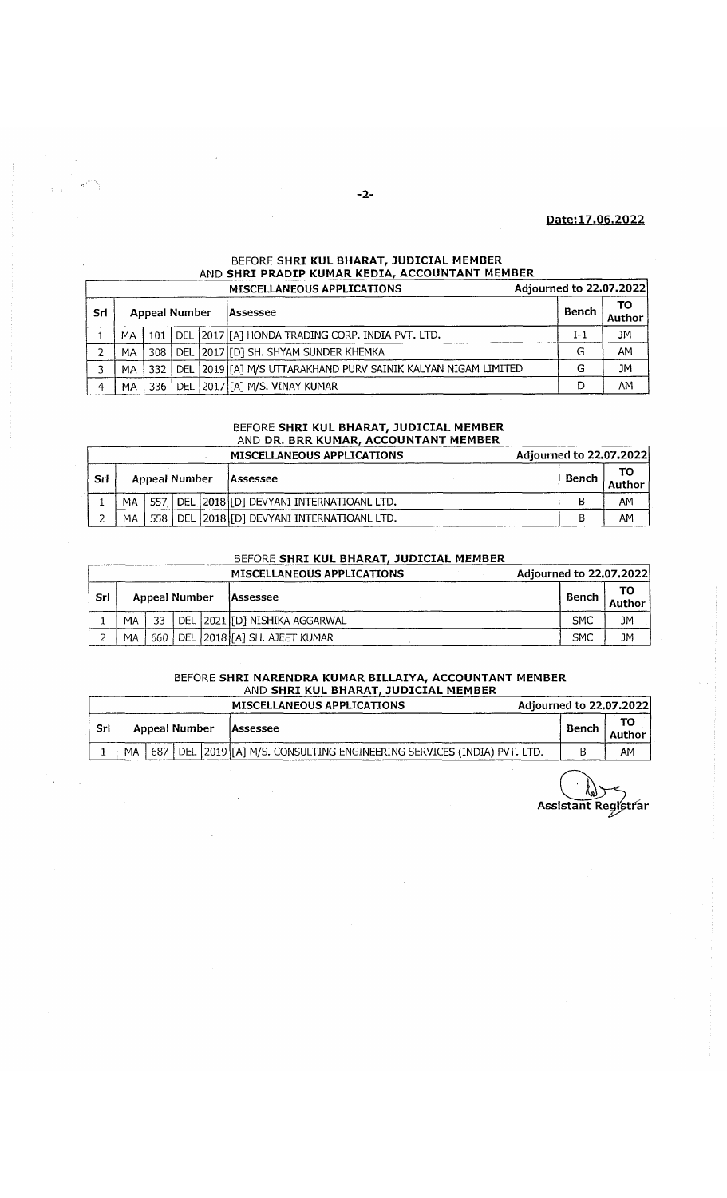**Date:17.06.2022**

BEFORE **SHRI KUL BHARAT, JUDICIAL MEMBER**
AND **SHRI PRADIP KUMAR KEDIA, ACCOUNTANT MEMBER**

| MISCELLANEOUS APPLICATIONS | | | | | | | Adjourned to 22.07.2022 |
|---|---|---|---|---|---|---|---|
| Srl | Appeal Number | | | | Assessee | Bench | TO Author |
| 1 | MA | 101 | DEL | 2017 | [A] HONDA TRADING CORP. INDIA PVT. LTD. | I-1 | JM |
| 2 | MA | 308 | DEL | 2017 | [D] SH. SHYAM SUNDER KHEMKA | G | AM |
| 3 | MA | 332 | DEL | 2019 | [A] M/S UTTARAKHAND PURV SAINIK KALYAN NIGAM LIMITED | G | JM |
| 4 | MA | 336 | DEL | 2017 | [A] M/S. VINAY KUMAR | D | AM |

BEFORE **SHRI KUL BHARAT, JUDICIAL MEMBER**
AND **DR. BRR KUMAR, ACCOUNTANT MEMBER**

| MISCELLANEOUS APPLICATIONS | | | | | | | Adjourned to 22.07.2022 |
|---|---|---|---|---|---|---|---|
| Srl | Appeal Number | | | | Assessee | Bench | TO Author |
| 1 | MA | 557 | DEL | 2018 | [D] DEVYANI INTERNATIOANL LTD. | B | AM |
| 2 | MA | 558 | DEL | 2018 | [D] DEVYANI INTERNATIOANL LTD. | B | AM |

BEFORE **SHRI KUL BHARAT, JUDICIAL MEMBER**

| MISCELLANEOUS APPLICATIONS | | | | | | | Adjourned to 22.07.2022 |
|---|---|---|---|---|---|---|---|
| Srl | Appeal Number | | | | Assessee | Bench | TO Author |
| 1 | MA | 33 | DEL | 2021 | [D] NISHIKA AGGARWAL | SMC | JM |
| 2 | MA | 660 | DEL | 2018 | [A] SH. AJEET KUMAR | SMC | JM |

BEFORE **SHRI NARENDRA KUMAR BILLAIYA, ACCOUNTANT MEMBER**
AND **SHRI KUL BHARAT, JUDICIAL MEMBER**

| MISCELLANEOUS APPLICATIONS | | | | | | | Adjourned to 22.07.2022 |
|---|---|---|---|---|---|---|---|
| Srl | Appeal Number | | | | Assessee | Bench | TO Author |
| 1 | MA | 687 | DEL | 2019 | [A] M/S. CONSULTING ENGINEERING SERVICES (INDIA) PVT. LTD. | B | AM |

**Assistant Registrar**